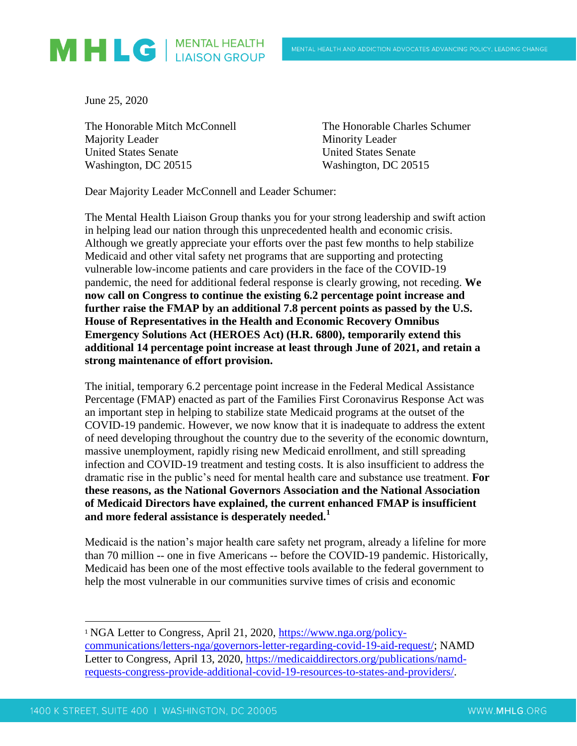June 25, 2020

The Honorable Mitch McConnell
Majority Leader
United States Senate
Washington, DC 20515

The Honorable Charles Schumer
Minority Leader
United States Senate
Washington, DC 20515

Dear Majority Leader McConnell and Leader Schumer:

The Mental Health Liaison Group thanks you for your strong leadership and swift action in helping lead our nation through this unprecedented health and economic crisis. Although we greatly appreciate your efforts over the past few months to help stabilize Medicaid and other vital safety net programs that are supporting and protecting vulnerable low-income patients and care providers in the face of the COVID-19 pandemic, the need for additional federal response is clearly growing, not receding. **We now call on Congress to continue the existing 6.2 percentage point increase and further raise the FMAP by an additional 7.8 percent points as passed by the U.S. House of Representatives in the Health and Economic Recovery Omnibus Emergency Solutions Act (HEROES Act) (H.R. 6800), temporarily extend this additional 14 percentage point increase at least through June of 2021, and retain a strong maintenance of effort provision.**

The initial, temporary 6.2 percentage point increase in the Federal Medical Assistance Percentage (FMAP) enacted as part of the Families First Coronavirus Response Act was an important step in helping to stabilize state Medicaid programs at the outset of the COVID-19 pandemic. However, we now know that it is inadequate to address the extent of need developing throughout the country due to the severity of the economic downturn, massive unemployment, rapidly rising new Medicaid enrollment, and still spreading infection and COVID-19 treatment and testing costs. It is also insufficient to address the dramatic rise in the public's need for mental health care and substance use treatment. **For these reasons, as the National Governors Association and the National Association of Medicaid Directors have explained, the current enhanced FMAP is insufficient and more federal assistance is desperately needed.**[1]

Medicaid is the nation's major health care safety net program, already a lifeline for more than 70 million -- one in five Americans -- before the COVID-19 pandemic. Historically, Medicaid has been one of the most effective tools available to the federal government to help the most vulnerable in our communities survive times of crisis and economic

---

[1] NGA Letter to Congress, April 21, 2020, https://www.nga.org/policy-communications/letters-nga/governors-letter-regarding-covid-19-aid-request/; NAMD Letter to Congress, April 13, 2020, https://medicaiddirectors.org/publications/namd-requests-congress-provide-additional-covid-19-resources-to-states-and-providers/.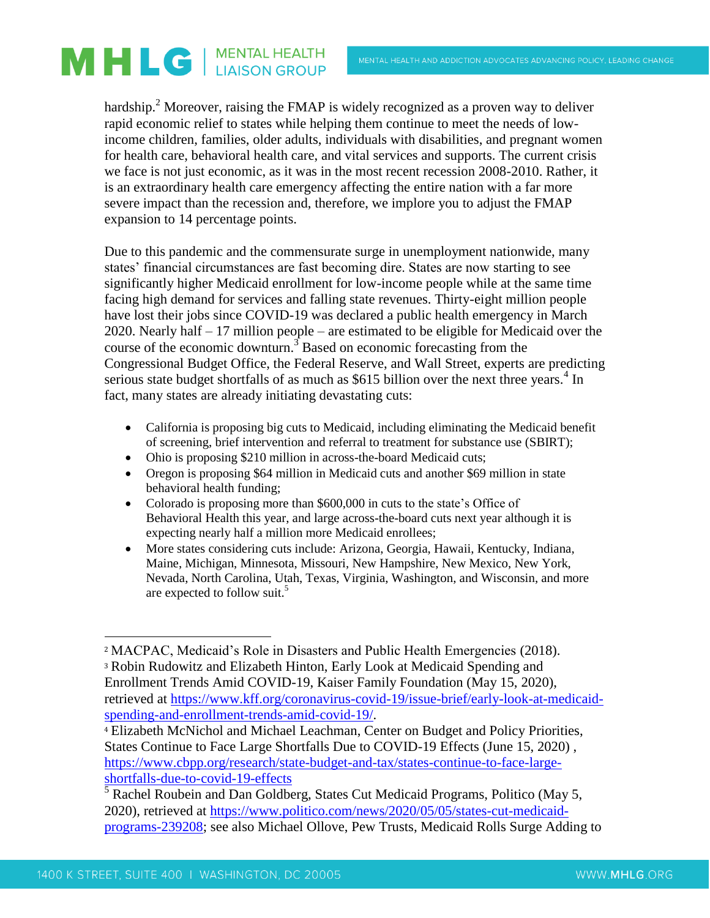hardship.[2] Moreover, raising the FMAP is widely recognized as a proven way to deliver rapid economic relief to states while helping them continue to meet the needs of low-income children, families, older adults, individuals with disabilities, and pregnant women for health care, behavioral health care, and vital services and supports. The current crisis we face is not just economic, as it was in the most recent recession 2008-2010. Rather, it is an extraordinary health care emergency affecting the entire nation with a far more severe impact than the recession and, therefore, we implore you to adjust the FMAP expansion to 14 percentage points.

Due to this pandemic and the commensurate surge in unemployment nationwide, many states' financial circumstances are fast becoming dire. States are now starting to see significantly higher Medicaid enrollment for low-income people while at the same time facing high demand for services and falling state revenues. Thirty-eight million people have lost their jobs since COVID-19 was declared a public health emergency in March 2020. Nearly half – 17 million people – are estimated to be eligible for Medicaid over the course of the economic downturn.[3] Based on economic forecasting from the Congressional Budget Office, the Federal Reserve, and Wall Street, experts are predicting serious state budget shortfalls of as much as $615 billion over the next three years.[4] In fact, many states are already initiating devastating cuts:

- California is proposing big cuts to Medicaid, including eliminating the Medicaid benefit of screening, brief intervention and referral to treatment for substance use (SBIRT);
- Ohio is proposing $210 million in across-the-board Medicaid cuts;
- Oregon is proposing $64 million in Medicaid cuts and another $69 million in state behavioral health funding;
- Colorado is proposing more than $600,000 in cuts to the state's Office of Behavioral Health this year, and large across-the-board cuts next year although it is expecting nearly half a million more Medicaid enrollees;
- More states considering cuts include: Arizona, Georgia, Hawaii, Kentucky, Indiana, Maine, Michigan, Minnesota, Missouri, New Hampshire, New Mexico, New York, Nevada, North Carolina, Utah, Texas, Virginia, Washington, and Wisconsin, and more are expected to follow suit.[5]

---

[2] MACPAC, Medicaid's Role in Disasters and Public Health Emergencies (2018).

[3] Robin Rudowitz and Elizabeth Hinton, Early Look at Medicaid Spending and Enrollment Trends Amid COVID-19, Kaiser Family Foundation (May 15, 2020), retrieved at https://www.kff.org/coronavirus-covid-19/issue-brief/early-look-at-medicaid-spending-and-enrollment-trends-amid-covid-19/.

[4] Elizabeth McNichol and Michael Leachman, Center on Budget and Policy Priorities, States Continue to Face Large Shortfalls Due to COVID-19 Effects (June 15, 2020) , https://www.cbpp.org/research/state-budget-and-tax/states-continue-to-face-large-shortfalls-due-to-covid-19-effects

[5] Rachel Roubein and Dan Goldberg, States Cut Medicaid Programs, Politico (May 5, 2020), retrieved at https://www.politico.com/news/2020/05/05/states-cut-medicaid-programs-239208; see also Michael Ollove, Pew Trusts, Medicaid Rolls Surge Adding to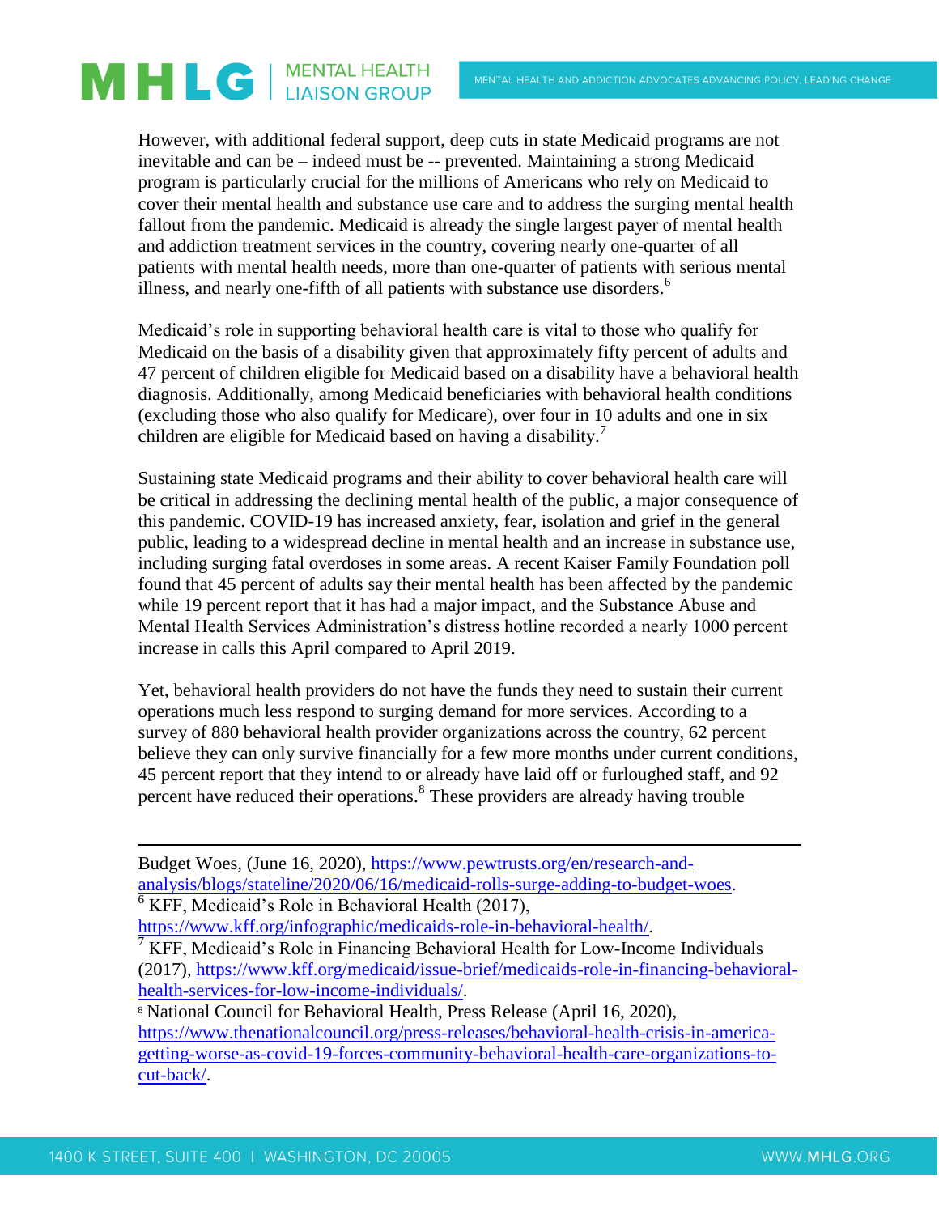However, with additional federal support, deep cuts in state Medicaid programs are not inevitable and can be – indeed must be -- prevented. Maintaining a strong Medicaid program is particularly crucial for the millions of Americans who rely on Medicaid to cover their mental health and substance use care and to address the surging mental health fallout from the pandemic. Medicaid is already the single largest payer of mental health and addiction treatment services in the country, covering nearly one-quarter of all patients with mental health needs, more than one-quarter of patients with serious mental illness, and nearly one-fifth of all patients with substance use disorders.[6]

Medicaid's role in supporting behavioral health care is vital to those who qualify for Medicaid on the basis of a disability given that approximately fifty percent of adults and 47 percent of children eligible for Medicaid based on a disability have a behavioral health diagnosis. Additionally, among Medicaid beneficiaries with behavioral health conditions (excluding those who also qualify for Medicare), over four in 10 adults and one in six children are eligible for Medicaid based on having a disability.[7]

Sustaining state Medicaid programs and their ability to cover behavioral health care will be critical in addressing the declining mental health of the public, a major consequence of this pandemic. COVID-19 has increased anxiety, fear, isolation and grief in the general public, leading to a widespread decline in mental health and an increase in substance use, including surging fatal overdoses in some areas. A recent Kaiser Family Foundation poll found that 45 percent of adults say their mental health has been affected by the pandemic while 19 percent report that it has had a major impact, and the Substance Abuse and Mental Health Services Administration's distress hotline recorded a nearly 1000 percent increase in calls this April compared to April 2019.

Yet, behavioral health providers do not have the funds they need to sustain their current operations much less respond to surging demand for more services. According to a survey of 880 behavioral health provider organizations across the country, 62 percent believe they can only survive financially for a few more months under current conditions, 45 percent report that they intend to or already have laid off or furloughed staff, and 92 percent have reduced their operations.[8] These providers are already having trouble

---

Budget Woes, (June 16, 2020), https://www.pewtrusts.org/en/research-and-analysis/blogs/stateline/2020/06/16/medicaid-rolls-surge-adding-to-budget-woes.

[6] KFF, Medicaid's Role in Behavioral Health (2017), https://www.kff.org/infographic/medicaids-role-in-behavioral-health/.

[7] KFF, Medicaid's Role in Financing Behavioral Health for Low-Income Individuals (2017), https://www.kff.org/medicaid/issue-brief/medicaids-role-in-financing-behavioral-health-services-for-low-income-individuals/.

[8] National Council for Behavioral Health, Press Release (April 16, 2020), https://www.thenationalcouncil.org/press-releases/behavioral-health-crisis-in-america-getting-worse-as-covid-19-forces-community-behavioral-health-care-organizations-to-cut-back/.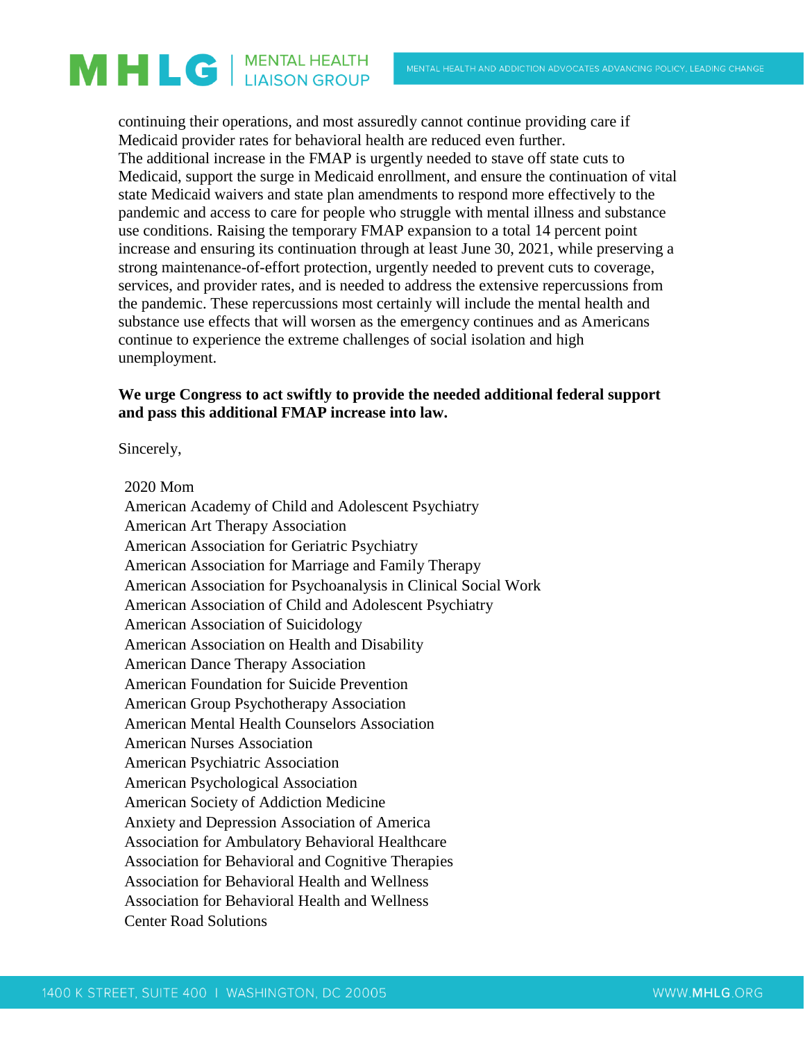continuing their operations, and most assuredly cannot continue providing care if Medicaid provider rates for behavioral health are reduced even further.
The additional increase in the FMAP is urgently needed to stave off state cuts to Medicaid, support the surge in Medicaid enrollment, and ensure the continuation of vital state Medicaid waivers and state plan amendments to respond more effectively to the pandemic and access to care for people who struggle with mental illness and substance use conditions. Raising the temporary FMAP expansion to a total 14 percent point increase and ensuring its continuation through at least June 30, 2021, while preserving a strong maintenance-of-effort protection, urgently needed to prevent cuts to coverage, services, and provider rates, and is needed to address the extensive repercussions from the pandemic. These repercussions most certainly will include the mental health and substance use effects that will worsen as the emergency continues and as Americans continue to experience the extreme challenges of social isolation and high unemployment.

**We urge Congress to act swiftly to provide the needed additional federal support and pass this additional FMAP increase into law.**

Sincerely,

2020 Mom
American Academy of Child and Adolescent Psychiatry
American Art Therapy Association
American Association for Geriatric Psychiatry
American Association for Marriage and Family Therapy
American Association for Psychoanalysis in Clinical Social Work
American Association of Child and Adolescent Psychiatry
American Association of Suicidology
American Association on Health and Disability
American Dance Therapy Association
American Foundation for Suicide Prevention
American Group Psychotherapy Association
American Mental Health Counselors Association
American Nurses Association
American Psychiatric Association
American Psychological Association
American Society of Addiction Medicine
Anxiety and Depression Association of America
Association for Ambulatory Behavioral Healthcare
Association for Behavioral and Cognitive Therapies
Association for Behavioral Health and Wellness
Association for Behavioral Health and Wellness
Center Road Solutions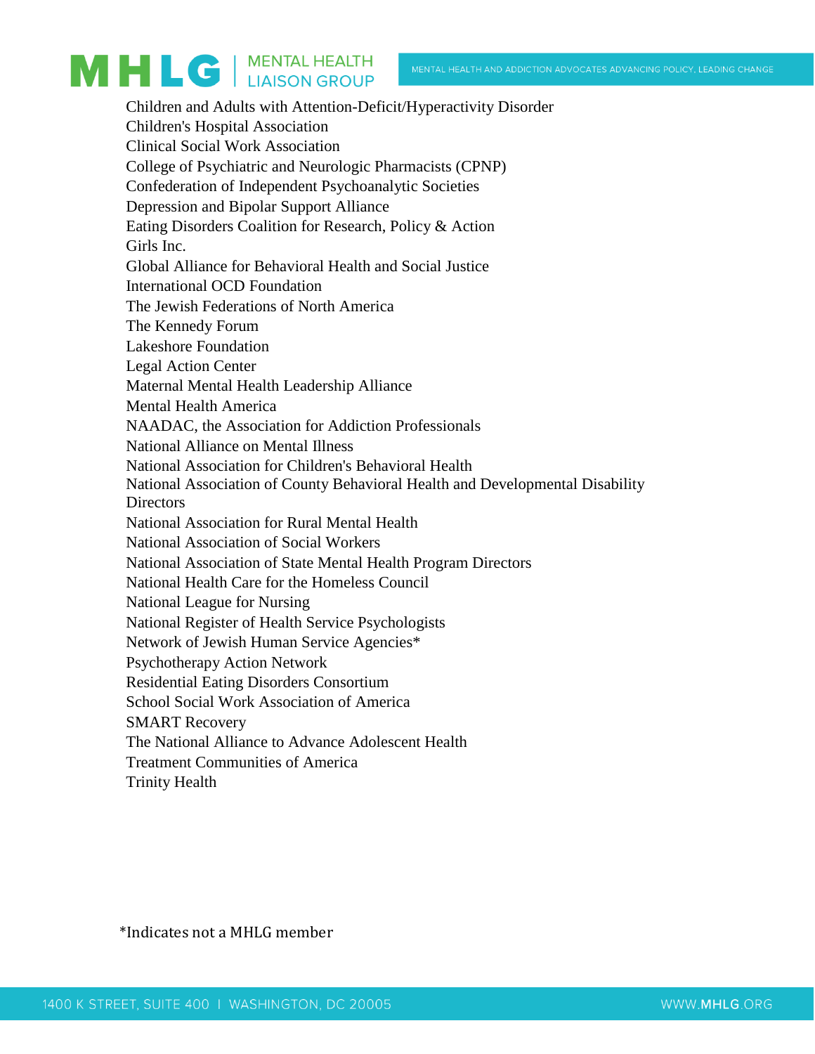Children and Adults with Attention-Deficit/Hyperactivity Disorder
Children's Hospital Association
Clinical Social Work Association
College of Psychiatric and Neurologic Pharmacists (CPNP)
Confederation of Independent Psychoanalytic Societies
Depression and Bipolar Support Alliance
Eating Disorders Coalition for Research, Policy & Action
Girls Inc.
Global Alliance for Behavioral Health and Social Justice
International OCD Foundation
The Jewish Federations of North America
The Kennedy Forum
Lakeshore Foundation
Legal Action Center
Maternal Mental Health Leadership Alliance
Mental Health America
NAADAC, the Association for Addiction Professionals
National Alliance on Mental Illness
National Association for Children's Behavioral Health
National Association of County Behavioral Health and Developmental Disability Directors
National Association for Rural Mental Health
National Association of Social Workers
National Association of State Mental Health Program Directors
National Health Care for the Homeless Council
National League for Nursing
National Register of Health Service Psychologists
Network of Jewish Human Service Agencies*
Psychotherapy Action Network
Residential Eating Disorders Consortium
School Social Work Association of America
SMART Recovery
The National Alliance to Advance Adolescent Health
Treatment Communities of America
Trinity Health

*Indicates not a MHLG member